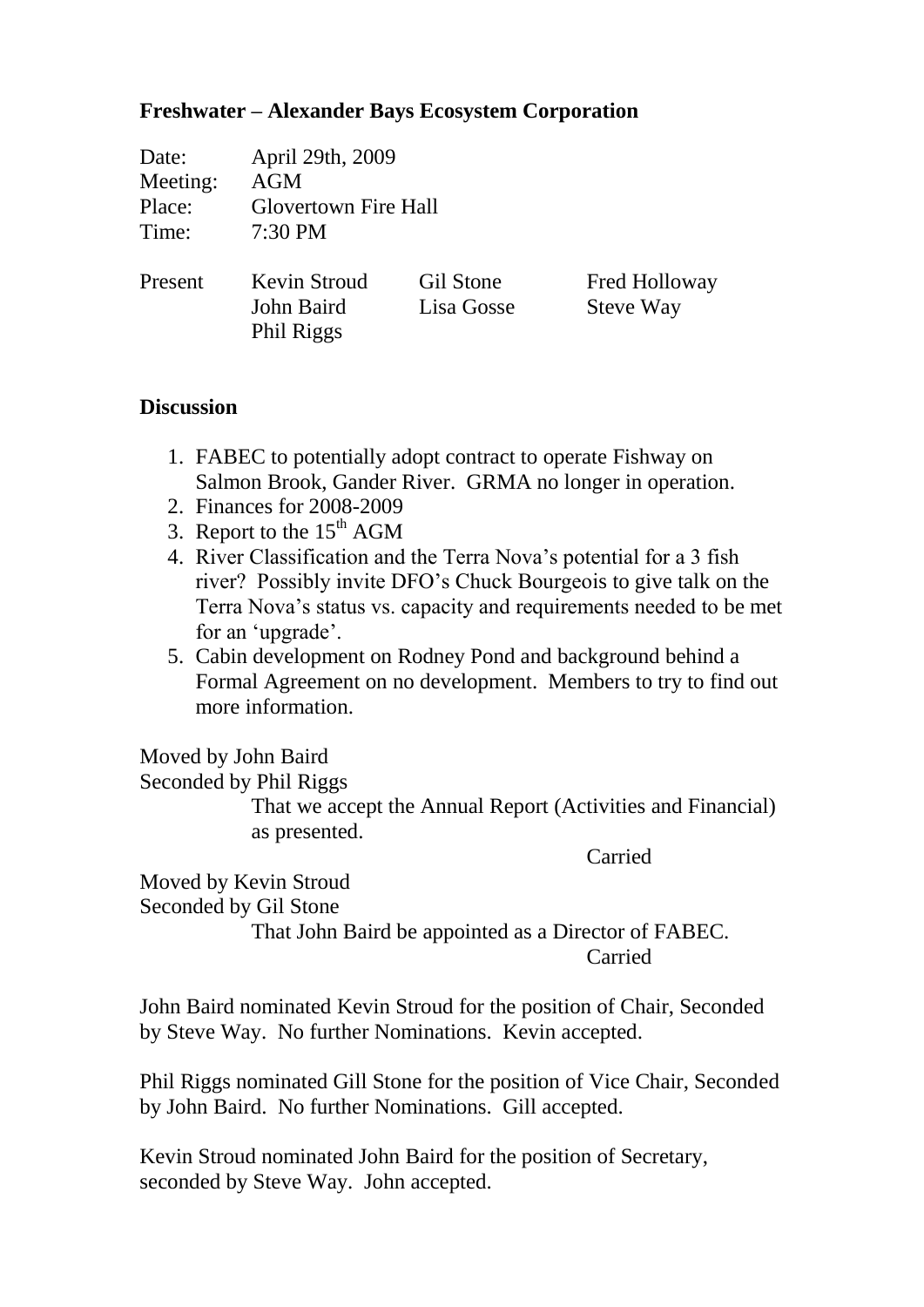**Freshwater – Alexander Bays Ecosystem Corporation**

Date: April 29th, 2009
Meeting: AGM
Place: Glovertown Fire Hall
Time: 7:30 PM

| Present | | | |
|---|---|---|---|
| | Kevin Stroud | Gil Stone | Fred Holloway |
| | John Baird | Lisa Gosse | Steve Way |
| | Phil Riggs | | |

**Discussion**

1. FABEC to potentially adopt contract to operate Fishway on Salmon Brook, Gander River. GRMA no longer in operation.
2. Finances for 2008-2009
3. Report to the 15th AGM
4. River Classification and the Terra Nova's potential for a 3 fish river? Possibly invite DFO's Chuck Bourgeois to give talk on the Terra Nova's status vs. capacity and requirements needed to be met for an 'upgrade'.
5. Cabin development on Rodney Pond and background behind a Formal Agreement on no development. Members to try to find out more information.

Moved by John Baird
Seconded by Phil Riggs

That we accept the Annual Report (Activities and Financial) as presented.

Carried

Moved by Kevin Stroud
Seconded by Gil Stone

That John Baird be appointed as a Director of FABEC.

Carried

John Baird nominated Kevin Stroud for the position of Chair, Seconded by Steve Way. No further Nominations. Kevin accepted.

Phil Riggs nominated Gill Stone for the position of Vice Chair, Seconded by John Baird. No further Nominations. Gill accepted.

Kevin Stroud nominated John Baird for the position of Secretary, seconded by Steve Way. John accepted.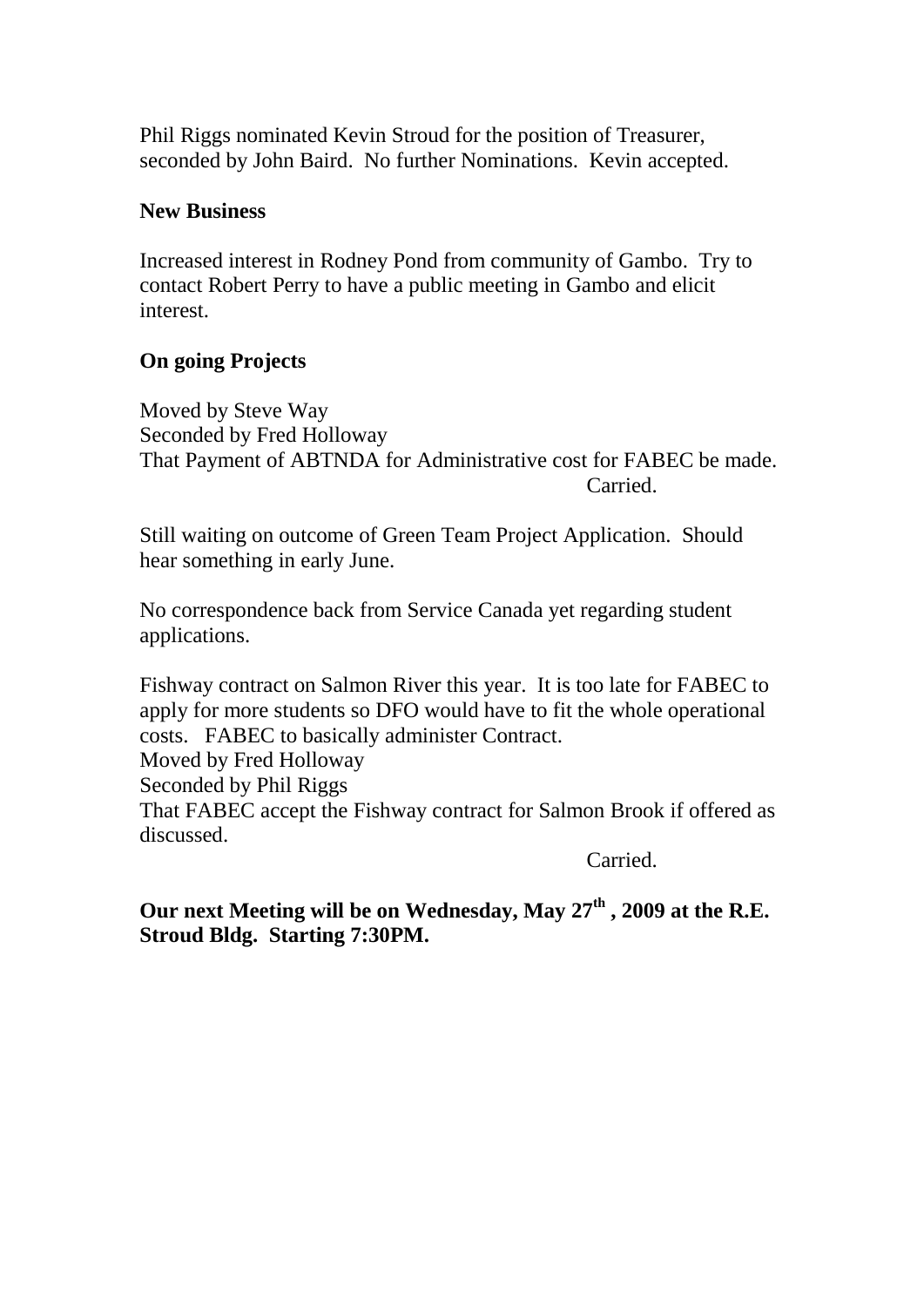Phil Riggs nominated Kevin Stroud for the position of Treasurer, seconded by John Baird. No further Nominations. Kevin accepted.

**New Business**

Increased interest in Rodney Pond from community of Gambo. Try to contact Robert Perry to have a public meeting in Gambo and elicit interest.

**On going Projects**

Moved by Steve Way
Seconded by Fred Holloway
That Payment of ABTNDA for Administrative cost for FABEC be made.
Carried.

Still waiting on outcome of Green Team Project Application. Should hear something in early June.

No correspondence back from Service Canada yet regarding student applications.

Fishway contract on Salmon River this year. It is too late for FABEC to apply for more students so DFO would have to fit the whole operational costs. FABEC to basically administer Contract.
Moved by Fred Holloway
Seconded by Phil Riggs
That FABEC accept the Fishway contract for Salmon Brook if offered as discussed.
Carried.

**Our next Meeting will be on Wednesday, May 27th , 2009 at the R.E. Stroud Bldg. Starting 7:30PM.**